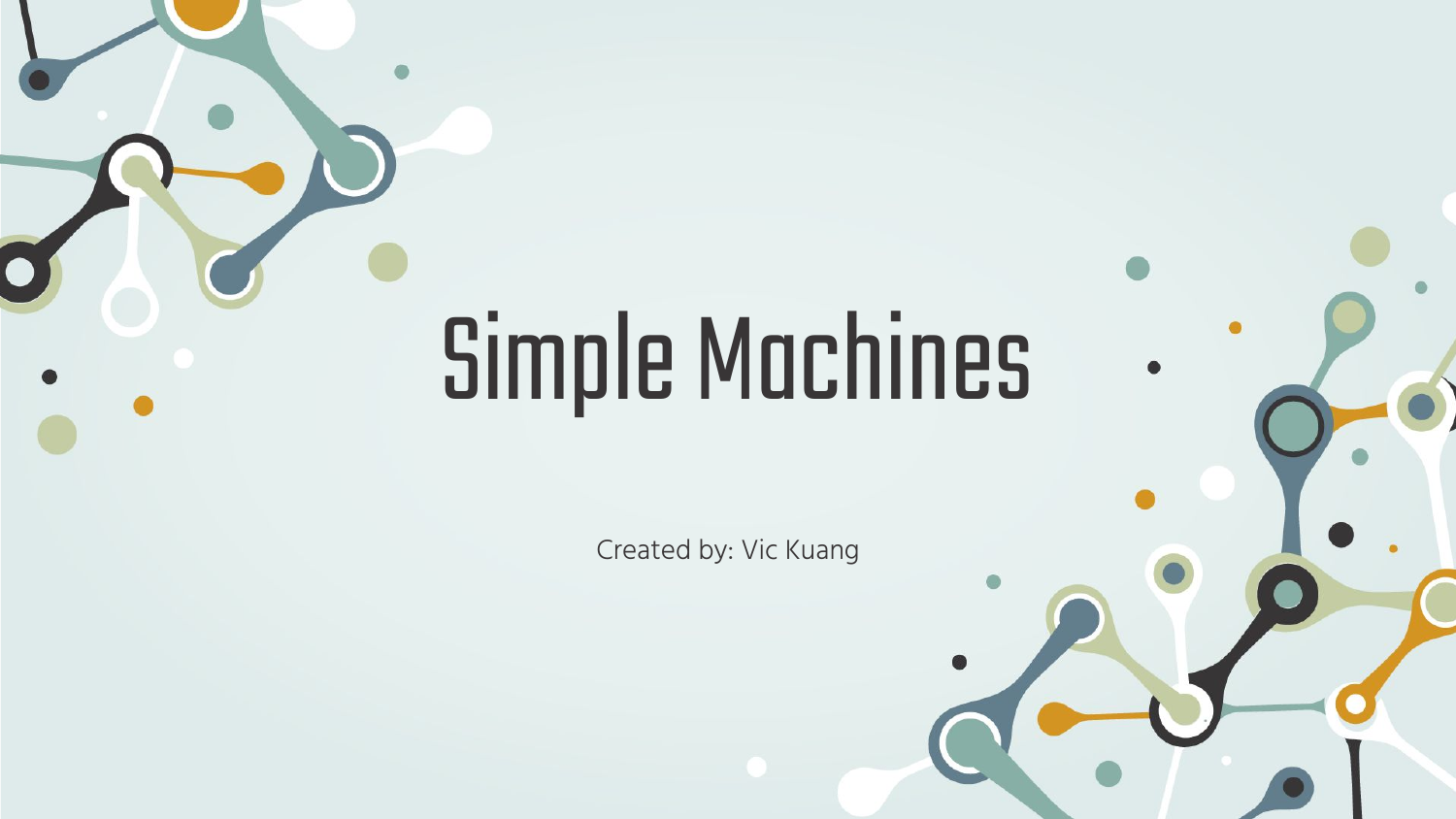# Simple Machines

Created by: Vic Kuang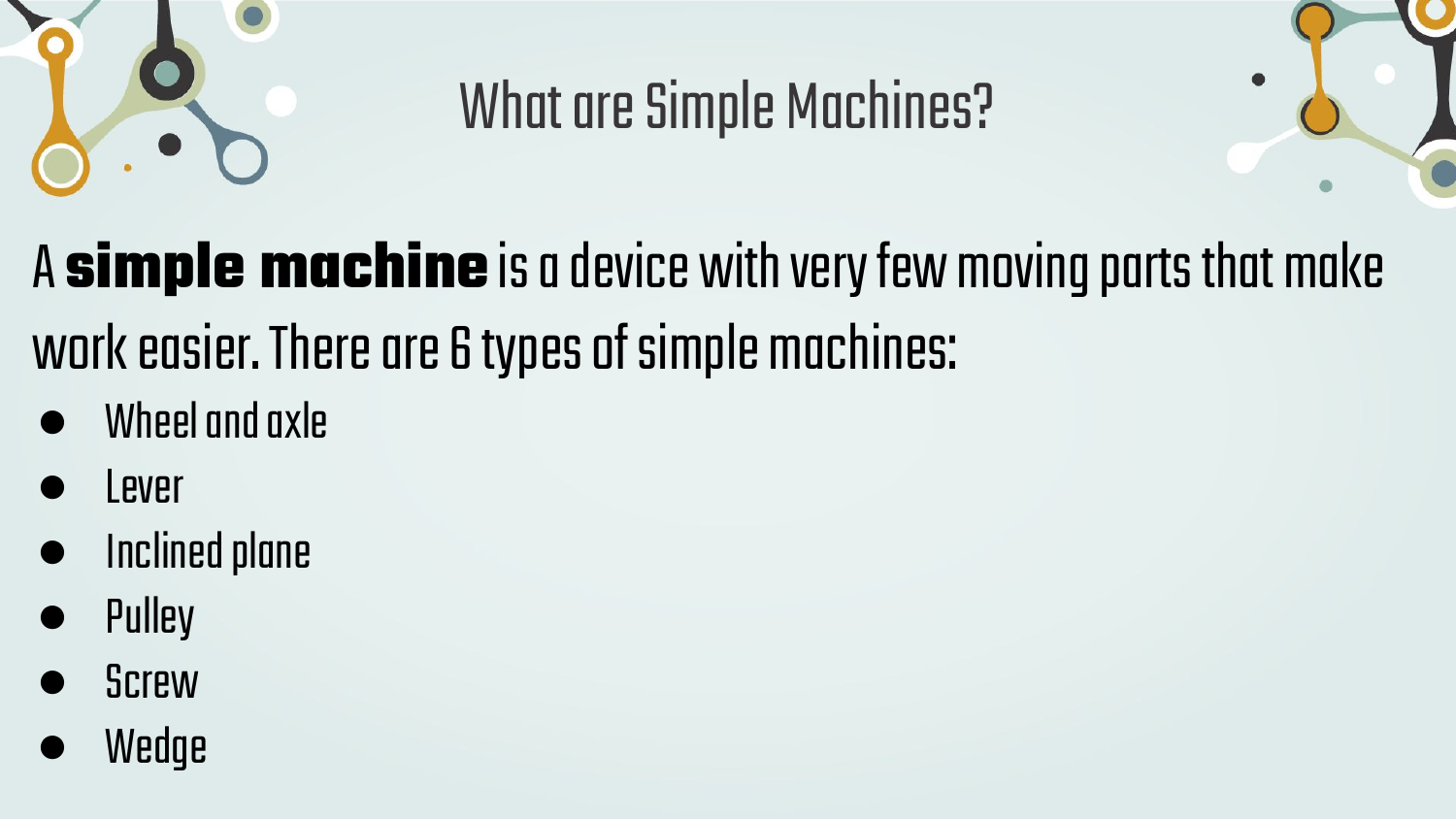# What are Simple Machines?

A **simple machine** is a device with very few moving parts that make work easier. There are 6 types of simple machines:

- Wheel and axle
- Lever
- Inclined plane
- Pulley
- Screw
- Wedge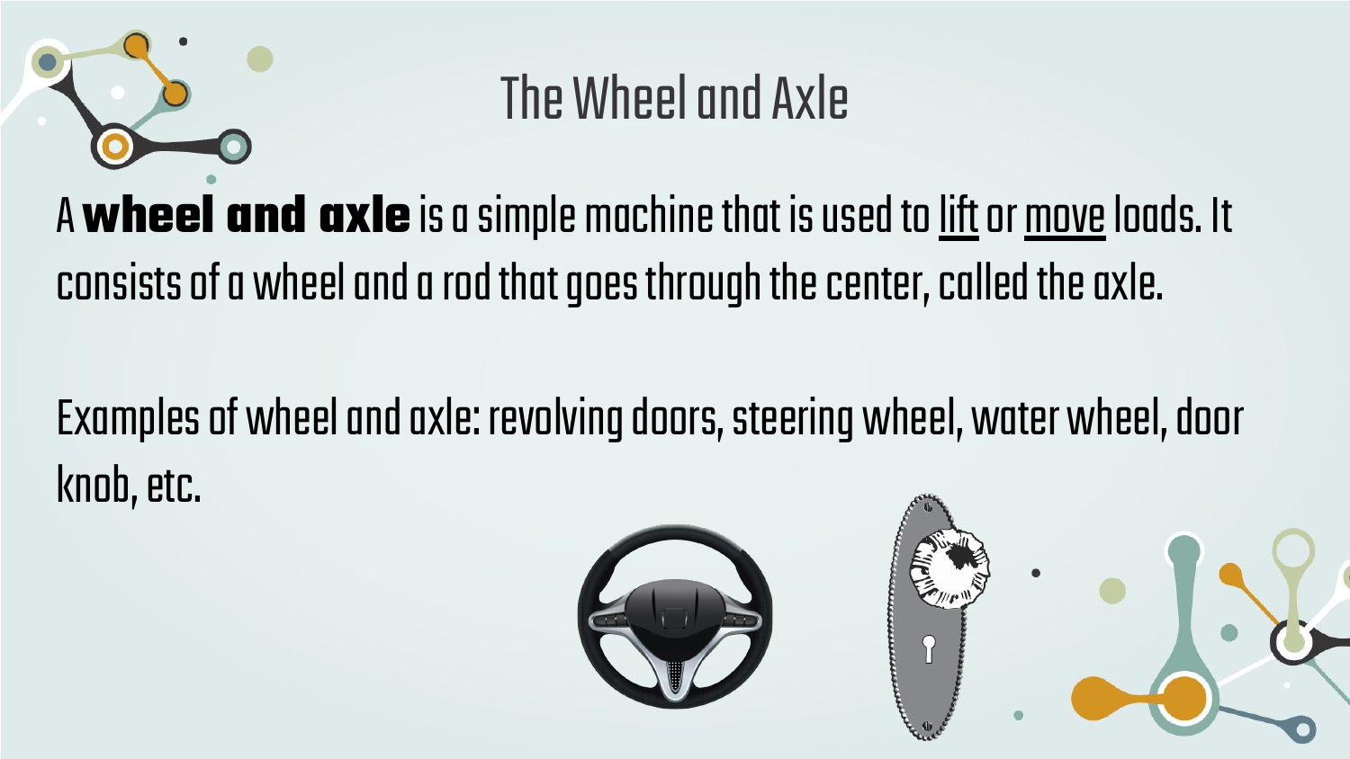# The Wheel and Axle

A **wheel and axle** is a simple machine that is used to <u>lift</u> or <u>move</u> loads. It consists of a wheel and a rod that goes through the center, called the axle.

Examples of wheel and axle: revolving doors, steering wheel, water wheel, door knob, etc.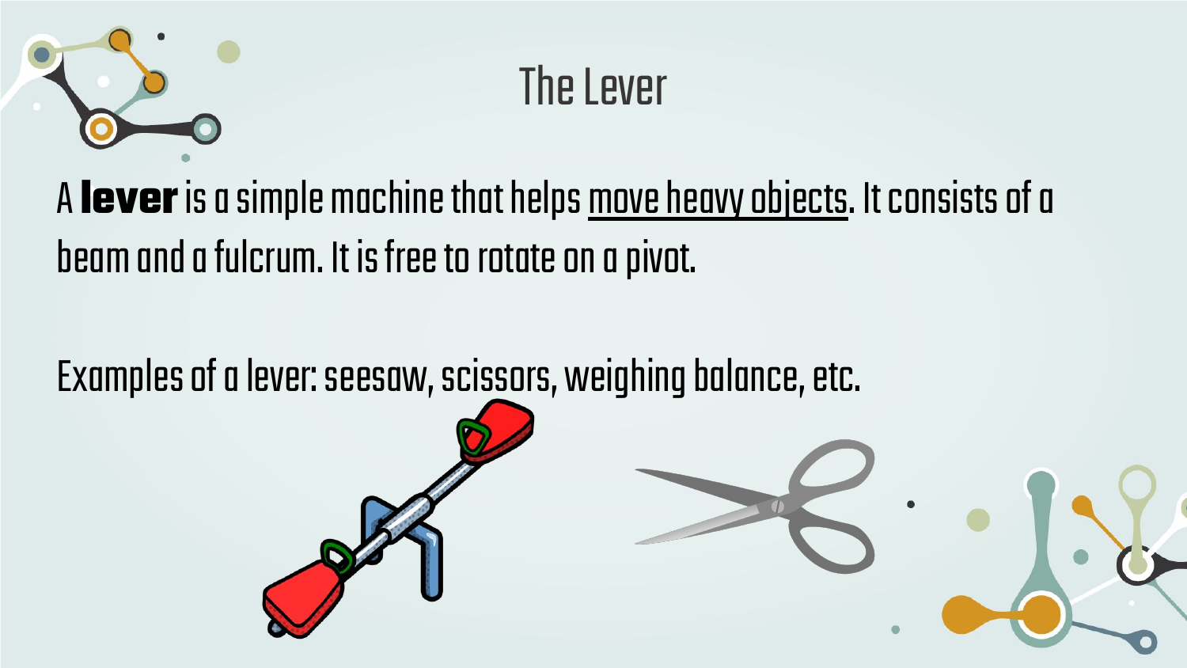# The Lever

A **lever** is a simple machine that helps <u>move heavy objects</u>. It consists of a beam and a fulcrum. It is free to rotate on a pivot.

Examples of a lever: seesaw, scissors, weighing balance, etc.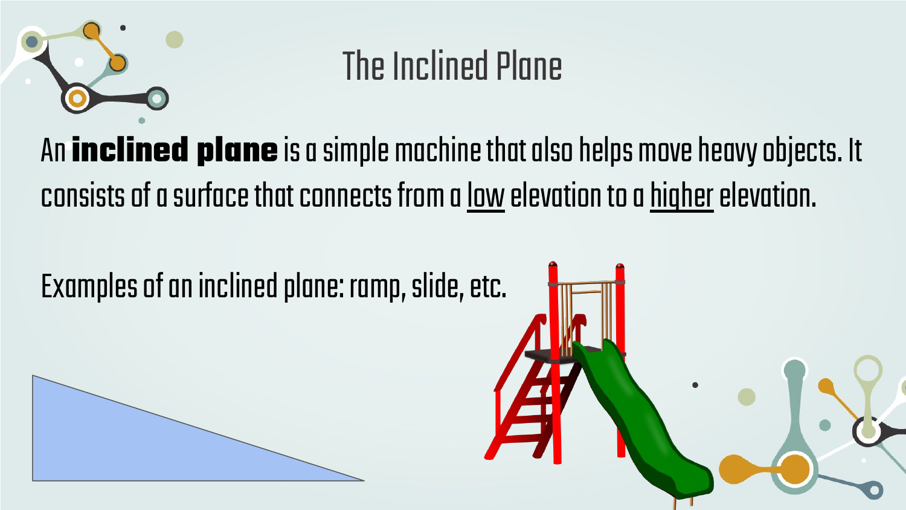# The Inclined Plane

An **inclined plane** is a simple machine that also helps move heavy objects. It consists of a surface that connects from a <u>low</u> elevation to a <u>higher</u> elevation.

Examples of an inclined plane: ramp, slide, etc.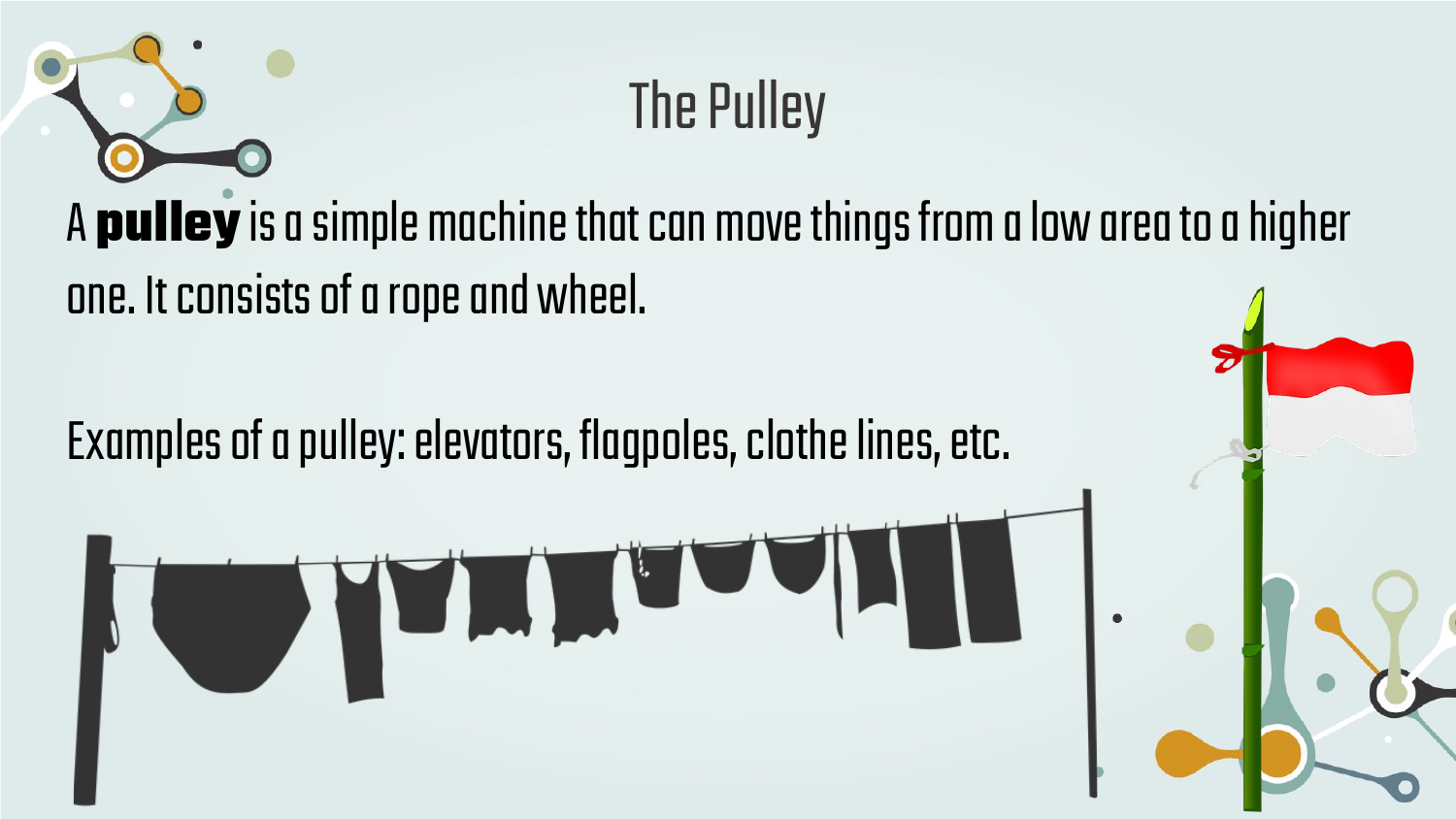# The Pulley

A **pulley** is a simple machine that can move things from a low area to a higher one. It consists of a rope and wheel.

Examples of a pulley: elevators, flagpoles, clothe lines, etc.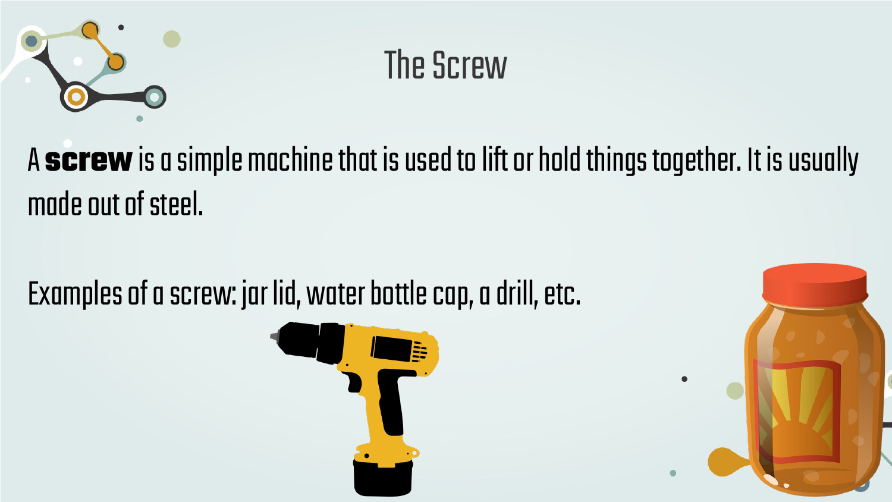# The Screw

A **screw** is a simple machine that is used to lift or hold things together. It is usually made out of steel.

Examples of a screw: jar lid, water bottle cap, a drill, etc.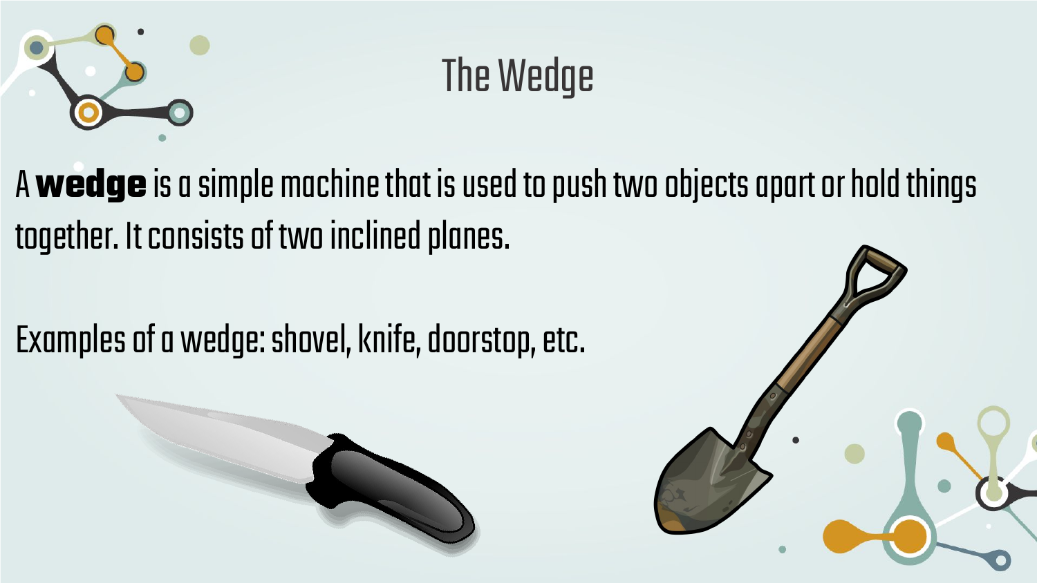# The Wedge

A **wedge** is a simple machine that is used to push two objects apart or hold things together. It consists of two inclined planes.

Examples of a wedge: shovel, knife, doorstop, etc.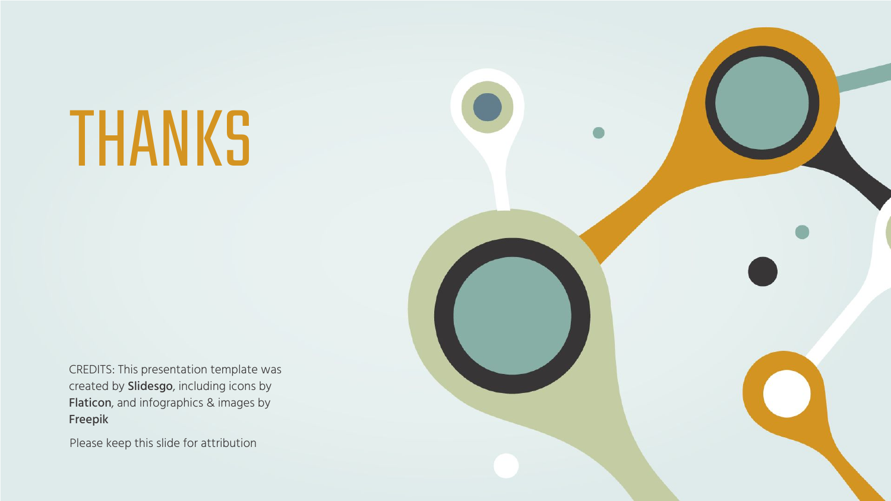# THANKS

CREDITS: This presentation template was created by **Slidesgo**, including icons by **Flaticon**, and infographics & images by **Freepik**

Please keep this slide for attribution